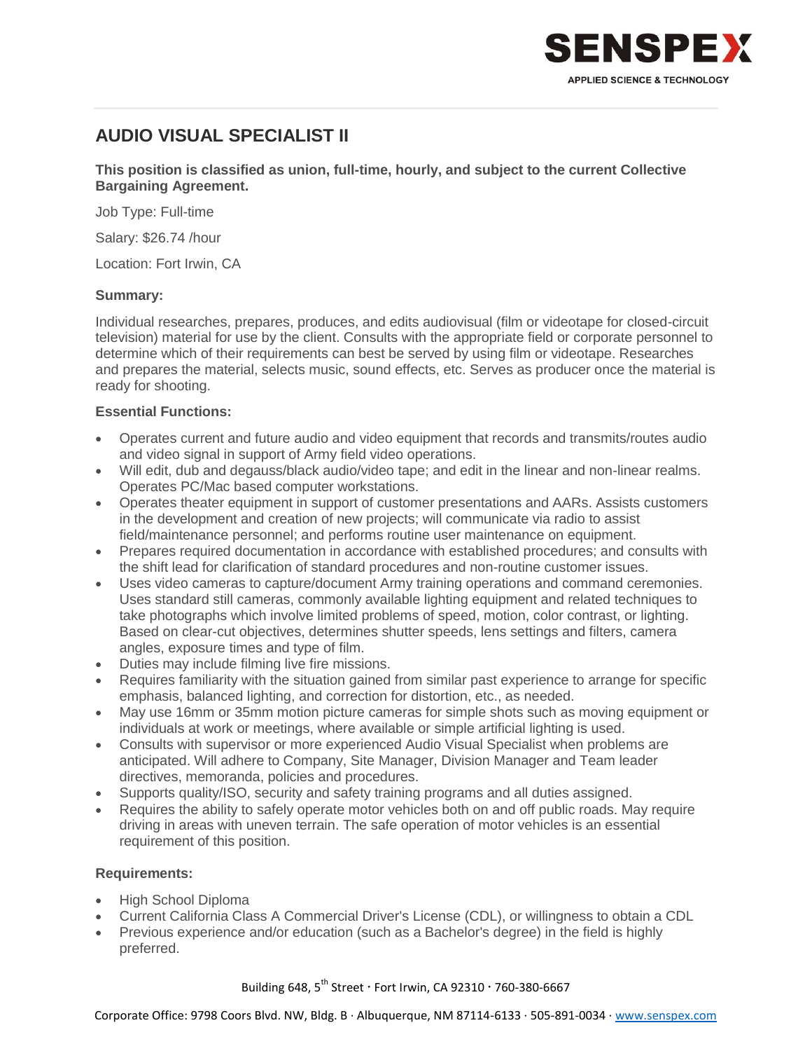# AUDIO VISUAL SPECIALIST II

**This position is classified as union, full-time, hourly, and subject to the current Collective Bargaining Agreement.**

Job Type: Full-time

Salary: $26.74 /hour

Location: Fort Irwin, CA

### Summary:

Individual researches, prepares, produces, and edits audiovisual (film or videotape for closed-circuit television) material for use by the client. Consults with the appropriate field or corporate personnel to determine which of their requirements can best be served by using film or videotape. Researches and prepares the material, selects music, sound effects, etc. Serves as producer once the material is ready for shooting.

### Essential Functions:

- Operates current and future audio and video equipment that records and transmits/routes audio and video signal in support of Army field video operations.
- Will edit, dub and degauss/black audio/video tape; and edit in the linear and non-linear realms. Operates PC/Mac based computer workstations.
- Operates theater equipment in support of customer presentations and AARs. Assists customers in the development and creation of new projects; will communicate via radio to assist field/maintenance personnel; and performs routine user maintenance on equipment.
- Prepares required documentation in accordance with established procedures; and consults with the shift lead for clarification of standard procedures and non-routine customer issues.
- Uses video cameras to capture/document Army training operations and command ceremonies. Uses standard still cameras, commonly available lighting equipment and related techniques to take photographs which involve limited problems of speed, motion, color contrast, or lighting. Based on clear-cut objectives, determines shutter speeds, lens settings and filters, camera angles, exposure times and type of film.
- Duties may include filming live fire missions.
- Requires familiarity with the situation gained from similar past experience to arrange for specific emphasis, balanced lighting, and correction for distortion, etc., as needed.
- May use 16mm or 35mm motion picture cameras for simple shots such as moving equipment or individuals at work or meetings, where available or simple artificial lighting is used.
- Consults with supervisor or more experienced Audio Visual Specialist when problems are anticipated. Will adhere to Company, Site Manager, Division Manager and Team leader directives, memoranda, policies and procedures.
- Supports quality/ISO, security and safety training programs and all duties assigned.
- Requires the ability to safely operate motor vehicles both on and off public roads. May require driving in areas with uneven terrain. The safe operation of motor vehicles is an essential requirement of this position.

### Requirements:

- High School Diploma
- Current California Class A Commercial Driver's License (CDL), or willingness to obtain a CDL
- Previous experience and/or education (such as a Bachelor's degree) in the field is highly preferred.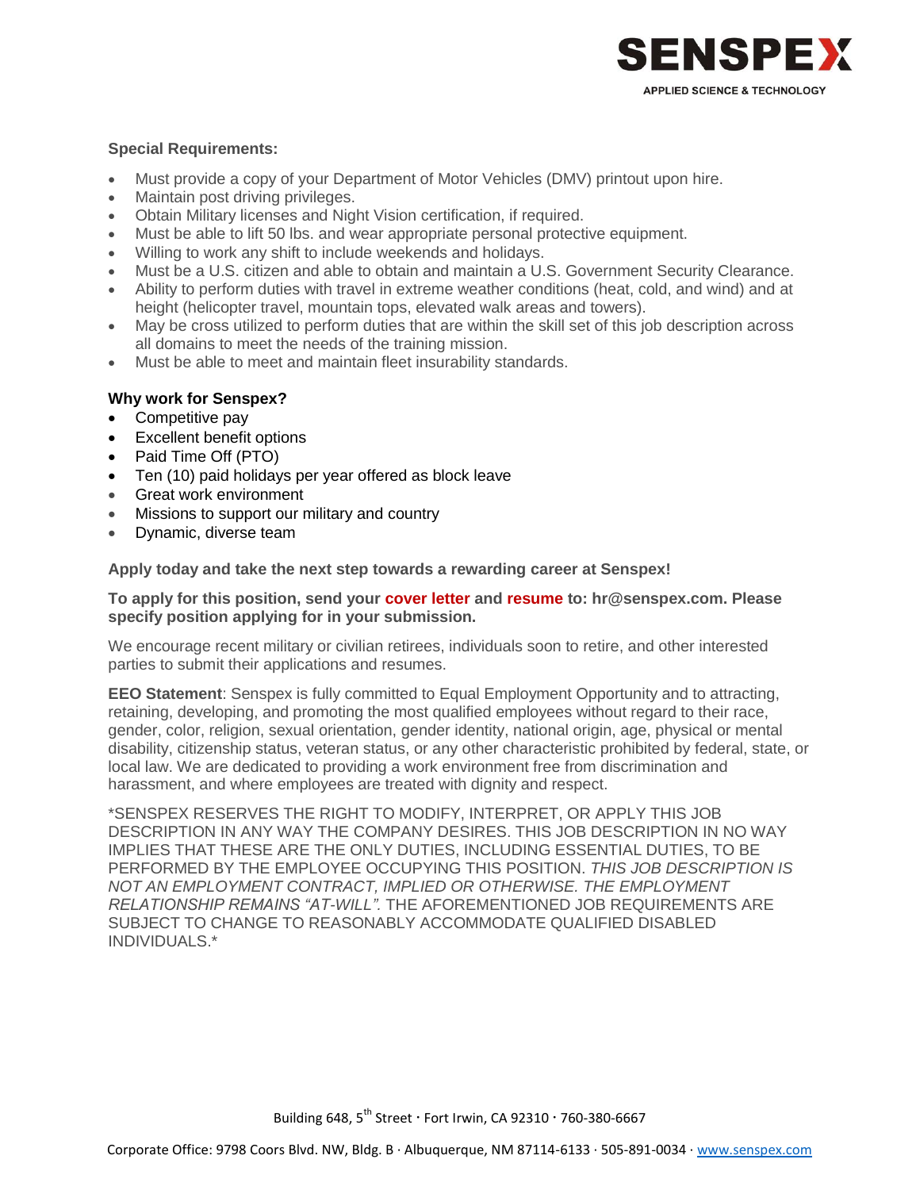**Special Requirements:**

- Must provide a copy of your Department of Motor Vehicles (DMV) printout upon hire.
- Maintain post driving privileges.
- Obtain Military licenses and Night Vision certification, if required.
- Must be able to lift 50 lbs. and wear appropriate personal protective equipment.
- Willing to work any shift to include weekends and holidays.
- Must be a U.S. citizen and able to obtain and maintain a U.S. Government Security Clearance.
- Ability to perform duties with travel in extreme weather conditions (heat, cold, and wind) and at height (helicopter travel, mountain tops, elevated walk areas and towers).
- May be cross utilized to perform duties that are within the skill set of this job description across all domains to meet the needs of the training mission.
- Must be able to meet and maintain fleet insurability standards.

**Why work for Senspex?**

- Competitive pay
- Excellent benefit options
- Paid Time Off (PTO)
- Ten (10) paid holidays per year offered as block leave
- Great work environment
- Missions to support our military and country
- Dynamic, diverse team

**Apply today and take the next step towards a rewarding career at Senspex!**

**To apply for this position, send your cover letter and resume to: hr@senspex.com. Please specify position applying for in your submission.**

We encourage recent military or civilian retirees, individuals soon to retire, and other interested parties to submit their applications and resumes.

**EEO Statement**: Senspex is fully committed to Equal Employment Opportunity and to attracting, retaining, developing, and promoting the most qualified employees without regard to their race, gender, color, religion, sexual orientation, gender identity, national origin, age, physical or mental disability, citizenship status, veteran status, or any other characteristic prohibited by federal, state, or local law. We are dedicated to providing a work environment free from discrimination and harassment, and where employees are treated with dignity and respect.

*SENSPEX RESERVES THE RIGHT TO MODIFY, INTERPRET, OR APPLY THIS JOB DESCRIPTION IN ANY WAY THE COMPANY DESIRES. THIS JOB DESCRIPTION IN NO WAY IMPLIES THAT THESE ARE THE ONLY DUTIES, INCLUDING ESSENTIAL DUTIES, TO BE PERFORMED BY THE EMPLOYEE OCCUPYING THIS POSITION. *THIS JOB DESCRIPTION IS NOT AN EMPLOYMENT CONTRACT, IMPLIED OR OTHERWISE. THE EMPLOYMENT RELATIONSHIP REMAINS "AT-WILL".* THE AFOREMENTIONED JOB REQUIREMENTS ARE SUBJECT TO CHANGE TO REASONABLY ACCOMMODATE QUALIFIED DISABLED INDIVIDUALS.*

Building 648, 5th Street · Fort Irwin, CA 92310 · 760-380-6667

Corporate Office: 9798 Coors Blvd. NW, Bldg. B · Albuquerque, NM 87114-6133 · 505-891-0034 · www.senspex.com